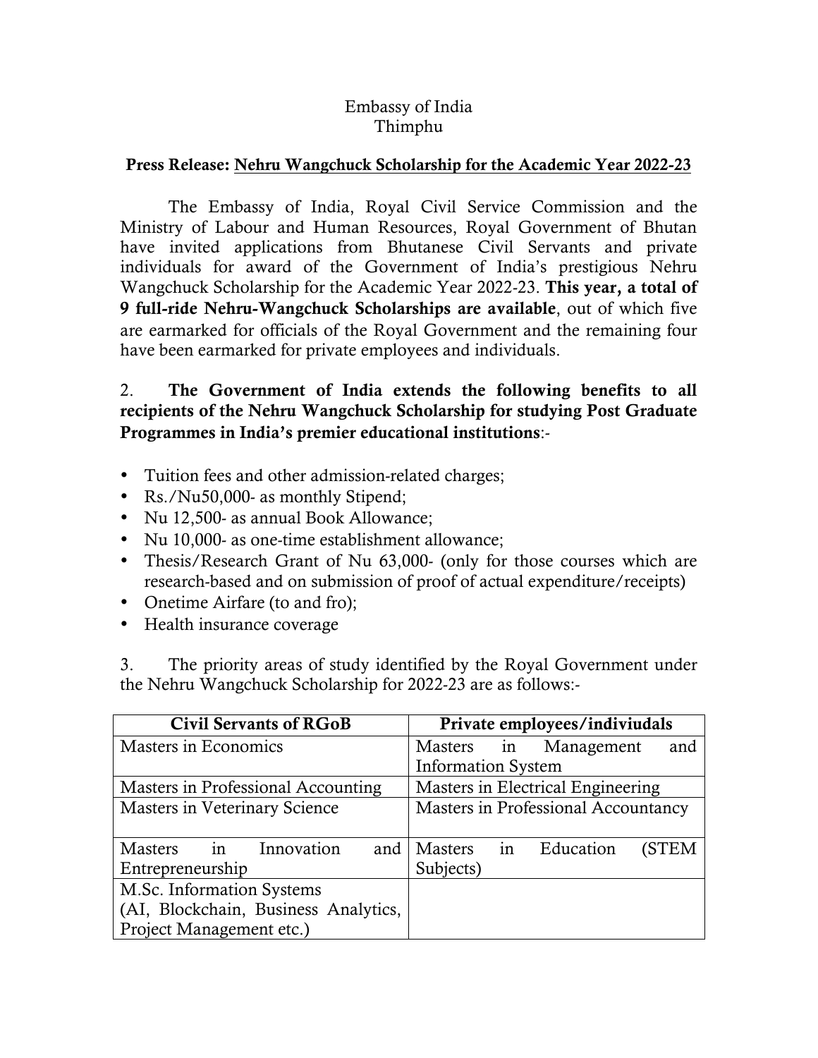Embassy of India
Thimphu

**Press Release:** **Nehru Wangchuck Scholarship for the Academic Year 2022-23**

The Embassy of India, Royal Civil Service Commission and the Ministry of Labour and Human Resources, Royal Government of Bhutan have invited applications from Bhutanese Civil Servants and private individuals for award of the Government of India's prestigious Nehru Wangchuck Scholarship for the Academic Year 2022-23. **This year, a total of 9 full-ride Nehru-Wangchuck Scholarships are available**, out of which five are earmarked for officials of the Royal Government and the remaining four have been earmarked for private employees and individuals.

2. **The Government of India extends the following benefits to all recipients of the Nehru Wangchuck Scholarship for studying Post Graduate Programmes in India's premier educational institutions**:-

- Tuition fees and other admission-related charges;
- Rs./Nu50,000- as monthly Stipend;
- Nu 12,500- as annual Book Allowance;
- Nu 10,000- as one-time establishment allowance;
- Thesis/Research Grant of Nu 63,000- (only for those courses which are research-based and on submission of proof of actual expenditure/receipts)
- Onetime Airfare (to and fro);
- Health insurance coverage

3. The priority areas of study identified by the Royal Government under the Nehru Wangchuck Scholarship for 2022-23 are as follows:-

| Civil Servants of RGoB | Private employees/indiviudals |
|---|---|
| Masters in Economics | Masters in Management and Information System |
| Masters in Professional Accounting | Masters in Electrical Engineering |
| Masters in Veterinary Science | Masters in Professional Accountancy |
| Masters in Innovation and Entrepreneurship | Masters in Education (STEM Subjects) |
| M.Sc. Information Systems (AI, Blockchain, Business Analytics, Project Management etc.) | |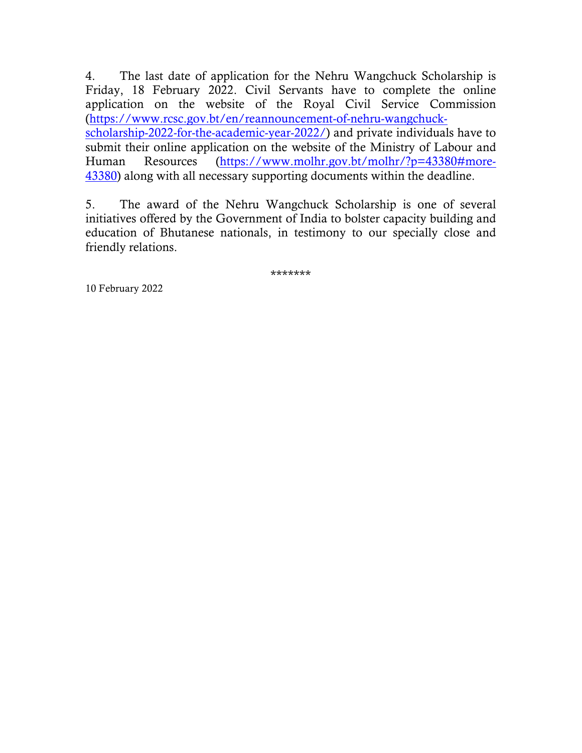4. The last date of application for the Nehru Wangchuck Scholarship is Friday, 18 February 2022. Civil Servants have to complete the online application on the website of the Royal Civil Service Commission (https://www.rcsc.gov.bt/en/reannouncement-of-nehru-wangchuck-scholarship-2022-for-the-academic-year-2022/) and private individuals have to submit their online application on the website of the Ministry of Labour and Human Resources (https://www.molhr.gov.bt/molhr/?p=43380#more-43380) along with all necessary supporting documents within the deadline.

5. The award of the Nehru Wangchuck Scholarship is one of several initiatives offered by the Government of India to bolster capacity building and education of Bhutanese nationals, in testimony to our specially close and friendly relations.

*******

10 February 2022